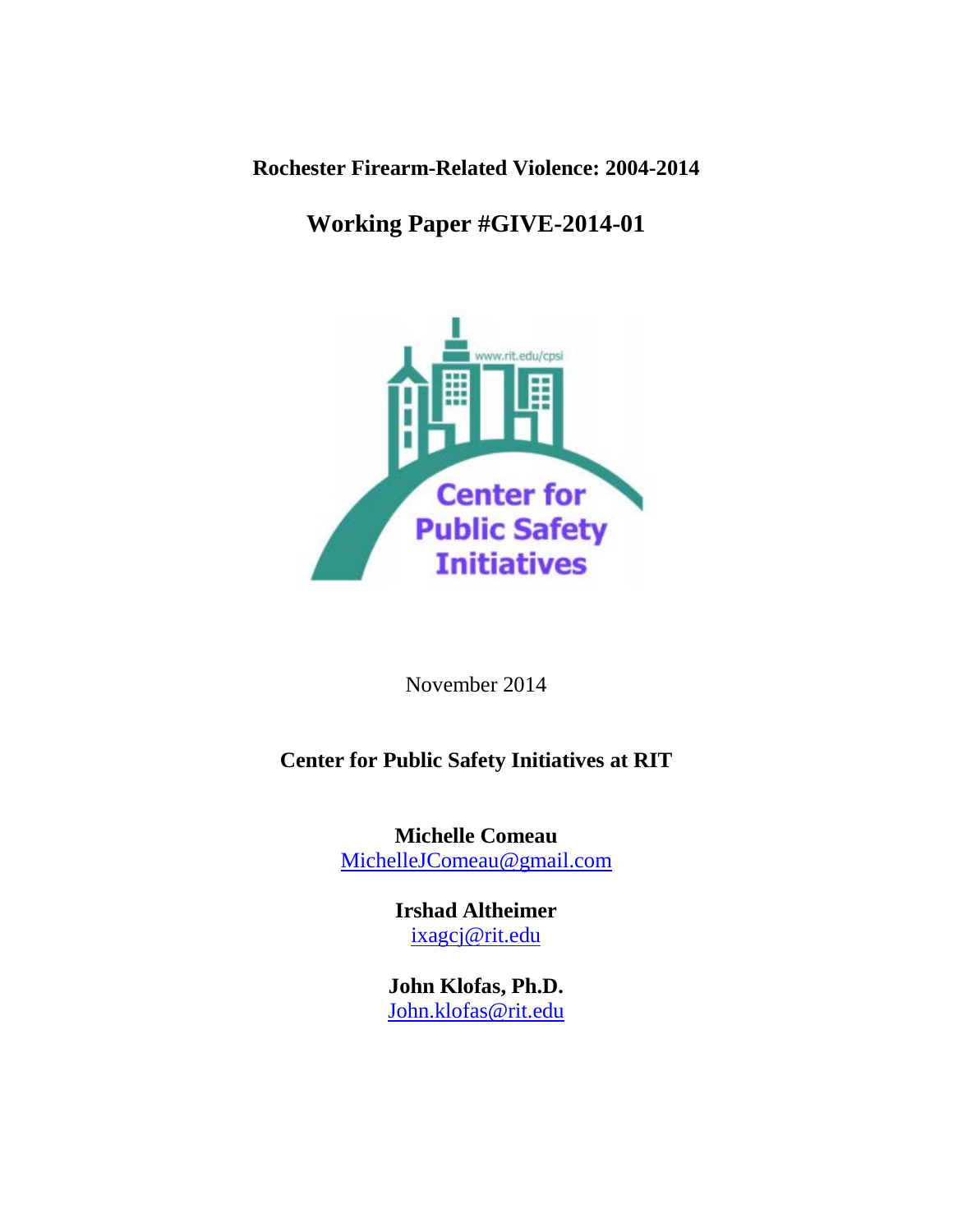**Rochester Firearm-Related Violence: 2004-2014**

# Working Paper #GIVE-2014-01

November 2014

**Center for Public Safety Initiatives at RIT**

**Michelle Comeau**
MichelleJComeau@gmail.com

**Irshad Altheimer**
ixagcj@rit.edu

**John Klofas, Ph.D.**
John.klofas@rit.edu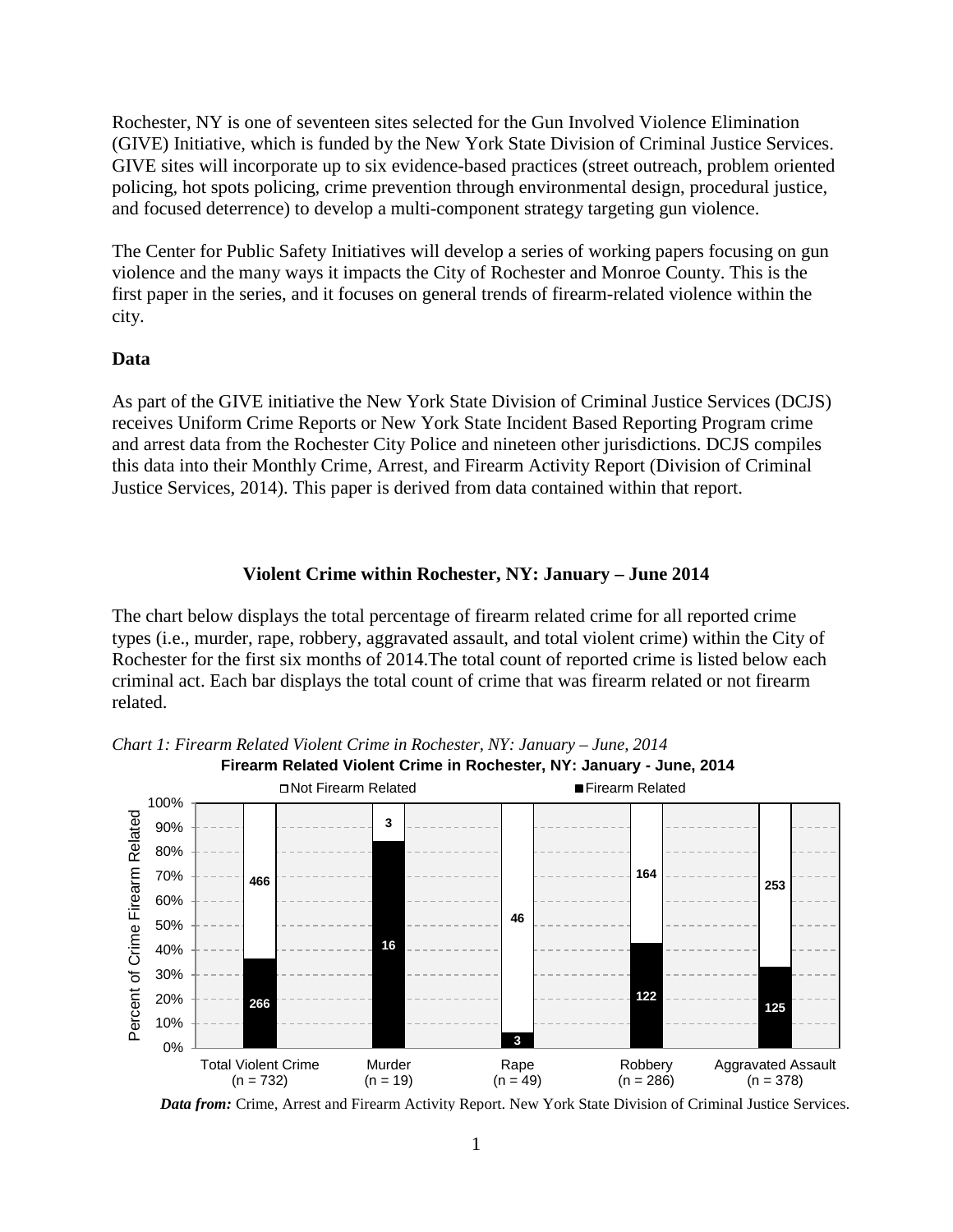Rochester, NY is one of seventeen sites selected for the Gun Involved Violence Elimination (GIVE) Initiative, which is funded by the New York State Division of Criminal Justice Services. GIVE sites will incorporate up to six evidence-based practices (street outreach, problem oriented policing, hot spots policing, crime prevention through environmental design, procedural justice, and focused deterrence) to develop a multi-component strategy targeting gun violence.

The Center for Public Safety Initiatives will develop a series of working papers focusing on gun violence and the many ways it impacts the City of Rochester and Monroe County. This is the first paper in the series, and it focuses on general trends of firearm-related violence within the city.

## Data

As part of the GIVE initiative the New York State Division of Criminal Justice Services (DCJS) receives Uniform Crime Reports or New York State Incident Based Reporting Program crime and arrest data from the Rochester City Police and nineteen other jurisdictions. DCJS compiles this data into their Monthly Crime, Arrest, and Firearm Activity Report (Division of Criminal Justice Services, 2014). This paper is derived from data contained within that report.

## Violent Crime within Rochester, NY: January – June 2014

The chart below displays the total percentage of firearm related crime for all reported crime types (i.e., murder, rape, robbery, aggravated assault, and total violent crime) within the City of Rochester for the first six months of 2014.The total count of reported crime is listed below each criminal act. Each bar displays the total count of crime that was firearm related or not firearm related.

*Chart 1: Firearm Related Violent Crime in Rochester, NY: January – June, 2014*

**Firearm Related Violent Crime in Rochester, NY: January - June, 2014**

| Crime Type | Firearm Related | Not Firearm Related |
|---|---|---|
| Total Violent Crime (n = 732) | 266 | 466 |
| Murder (n = 19) | 16 | 3 |
| Rape (n = 49) | 3 | 46 |
| Robbery (n = 286) | 122 | 164 |
| Aggravated Assault (n = 378) | 125 | 253 |

***Data from:*** Crime, Arrest and Firearm Activity Report. New York State Division of Criminal Justice Services.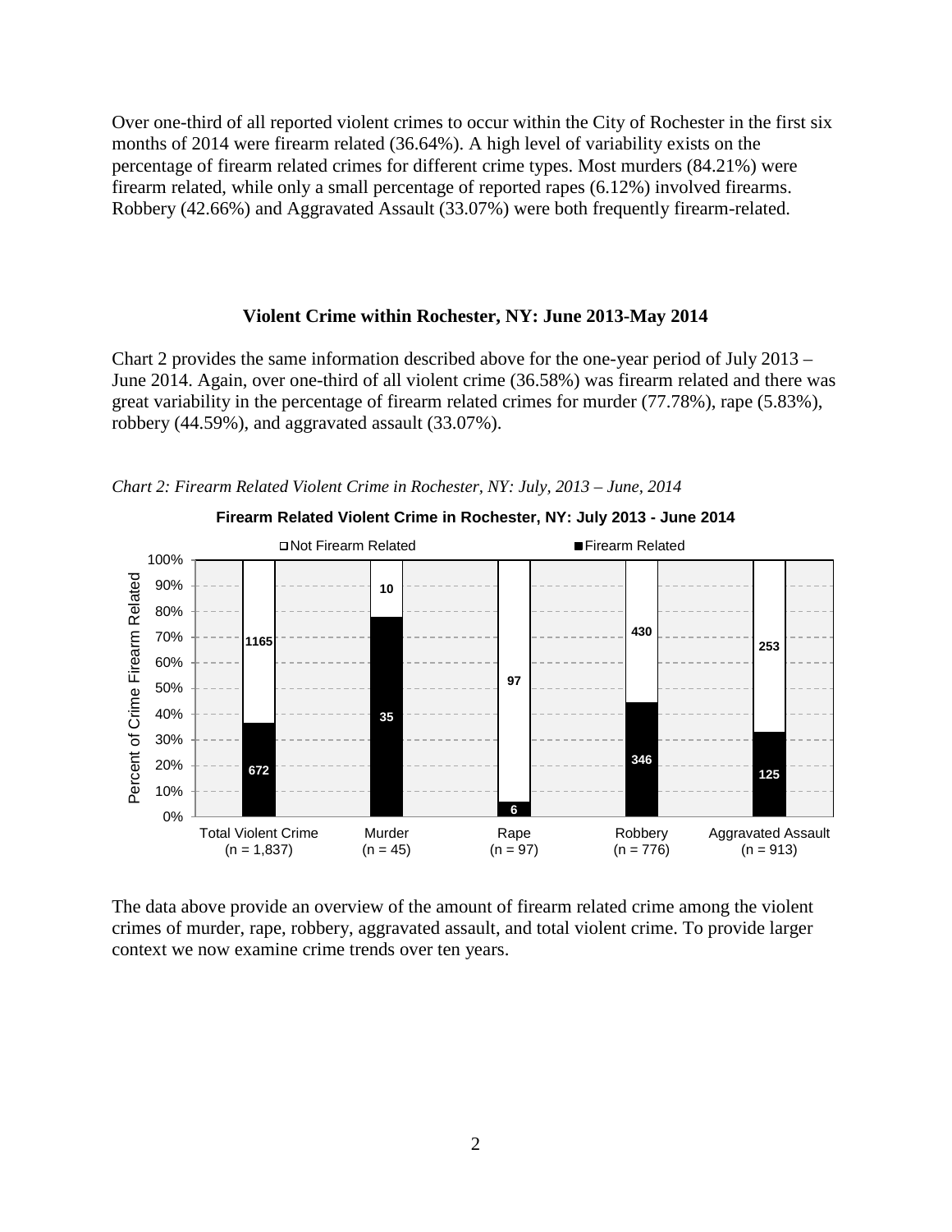Over one-third of all reported violent crimes to occur within the City of Rochester in the first six months of 2014 were firearm related (36.64%). A high level of variability exists on the percentage of firearm related crimes for different crime types. Most murders (84.21%) were firearm related, while only a small percentage of reported rapes (6.12%) involved firearms. Robbery (42.66%) and Aggravated Assault (33.07%) were both frequently firearm-related.

### Violent Crime within Rochester, NY: June 2013-May 2014

Chart 2 provides the same information described above for the one-year period of July 2013 – June 2014. Again, over one-third of all violent crime (36.58%) was firearm related and there was great variability in the percentage of firearm related crimes for murder (77.78%), rape (5.83%), robbery (44.59%), and aggravated assault (33.07%).

*Chart 2: Firearm Related Violent Crime in Rochester, NY: July, 2013 – June, 2014*

**Firearm Related Violent Crime in Rochester, NY: July 2013 - June 2014**

| | Total Violent Crime (n = 1,837) | Murder (n = 45) | Rape (n = 97) | Robbery (n = 776) | Aggravated Assault (n = 913) |
|---|---|---|---|---|---|
| Not Firearm Related | 1165 | 10 | 97 | 430 | 253 |
| Firearm Related | 672 | 35 | 6 | 346 | 125 |

The data above provide an overview of the amount of firearm related crime among the violent crimes of murder, rape, robbery, aggravated assault, and total violent crime. To provide larger context we now examine crime trends over ten years.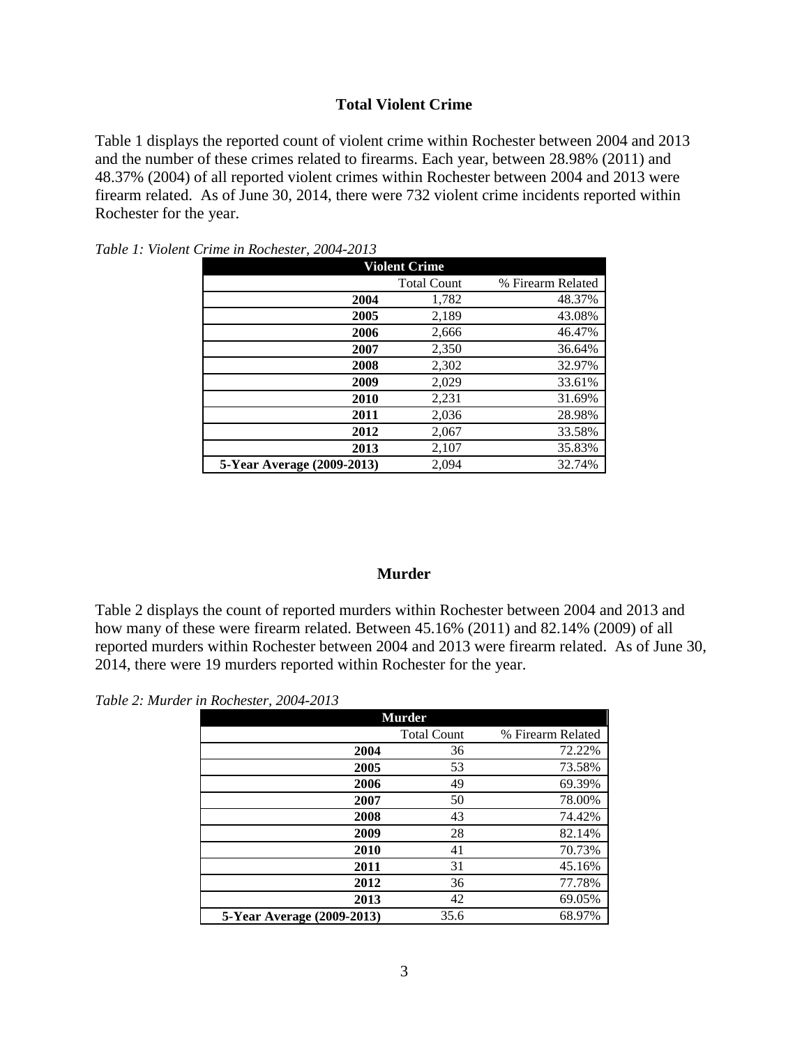## Total Violent Crime

Table 1 displays the reported count of violent crime within Rochester between 2004 and 2013 and the number of these crimes related to firearms. Each year, between 28.98% (2011) and 48.37% (2004) of all reported violent crimes within Rochester between 2004 and 2013 were firearm related. As of June 30, 2014, there were 732 violent crime incidents reported within Rochester for the year.

*Table 1: Violent Crime in Rochester, 2004-2013*

| Violent Crime | | |
|---|---|---|
| | Total Count | % Firearm Related |
| **2004** | 1,782 | 48.37% |
| **2005** | 2,189 | 43.08% |
| **2006** | 2,666 | 46.47% |
| **2007** | 2,350 | 36.64% |
| **2008** | 2,302 | 32.97% |
| **2009** | 2,029 | 33.61% |
| **2010** | 2,231 | 31.69% |
| **2011** | 2,036 | 28.98% |
| **2012** | 2,067 | 33.58% |
| **2013** | 2,107 | 35.83% |
| **5-Year Average (2009-2013)** | 2,094 | 32.74% |

## Murder

Table 2 displays the count of reported murders within Rochester between 2004 and 2013 and how many of these were firearm related. Between 45.16% (2011) and 82.14% (2009) of all reported murders within Rochester between 2004 and 2013 were firearm related. As of June 30, 2014, there were 19 murders reported within Rochester for the year.

*Table 2: Murder in Rochester, 2004-2013*

| Murder | | |
|---|---|---|
| | Total Count | % Firearm Related |
| **2004** | 36 | 72.22% |
| **2005** | 53 | 73.58% |
| **2006** | 49 | 69.39% |
| **2007** | 50 | 78.00% |
| **2008** | 43 | 74.42% |
| **2009** | 28 | 82.14% |
| **2010** | 41 | 70.73% |
| **2011** | 31 | 45.16% |
| **2012** | 36 | 77.78% |
| **2013** | 42 | 69.05% |
| **5-Year Average (2009-2013)** | 35.6 | 68.97% |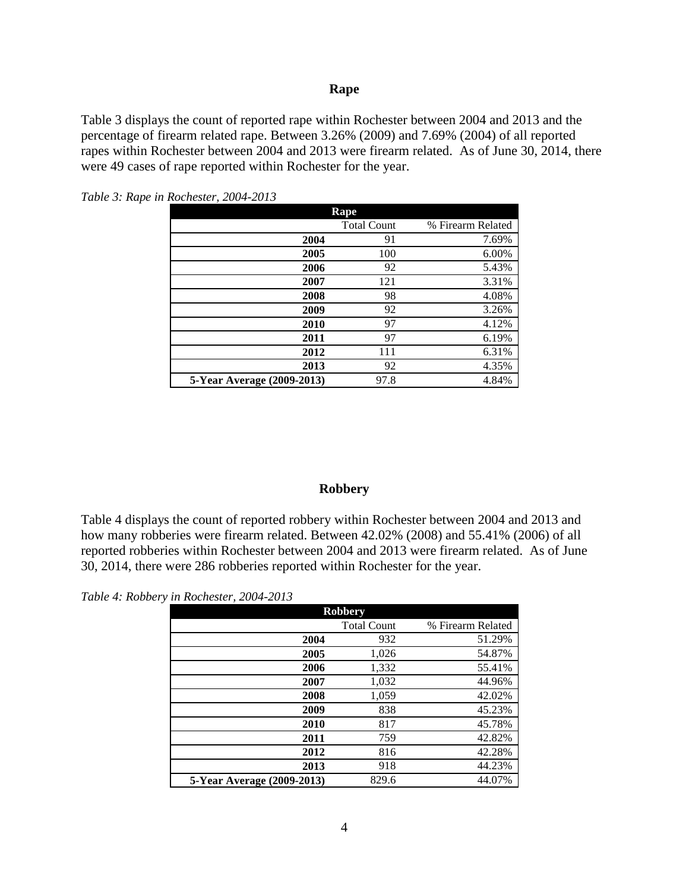## Rape

Table 3 displays the count of reported rape within Rochester between 2004 and 2013 and the percentage of firearm related rape. Between 3.26% (2009) and 7.69% (2004) of all reported rapes within Rochester between 2004 and 2013 were firearm related. As of June 30, 2014, there were 49 cases of rape reported within Rochester for the year.

*Table 3: Rape in Rochester, 2004-2013*

| Rape | | |
|---|---|---|
| | Total Count | % Firearm Related |
| **2004** | 91 | 7.69% |
| **2005** | 100 | 6.00% |
| **2006** | 92 | 5.43% |
| **2007** | 121 | 3.31% |
| **2008** | 98 | 4.08% |
| **2009** | 92 | 3.26% |
| **2010** | 97 | 4.12% |
| **2011** | 97 | 6.19% |
| **2012** | 111 | 6.31% |
| **2013** | 92 | 4.35% |
| **5-Year Average (2009-2013)** | 97.8 | 4.84% |

## Robbery

Table 4 displays the count of reported robbery within Rochester between 2004 and 2013 and how many robberies were firearm related. Between 42.02% (2008) and 55.41% (2006) of all reported robberies within Rochester between 2004 and 2013 were firearm related. As of June 30, 2014, there were 286 robberies reported within Rochester for the year.

*Table 4: Robbery in Rochester, 2004-2013*

| Robbery | | |
|---|---|---|
| | Total Count | % Firearm Related |
| **2004** | 932 | 51.29% |
| **2005** | 1,026 | 54.87% |
| **2006** | 1,332 | 55.41% |
| **2007** | 1,032 | 44.96% |
| **2008** | 1,059 | 42.02% |
| **2009** | 838 | 45.23% |
| **2010** | 817 | 45.78% |
| **2011** | 759 | 42.82% |
| **2012** | 816 | 42.28% |
| **2013** | 918 | 44.23% |
| **5-Year Average (2009-2013)** | 829.6 | 44.07% |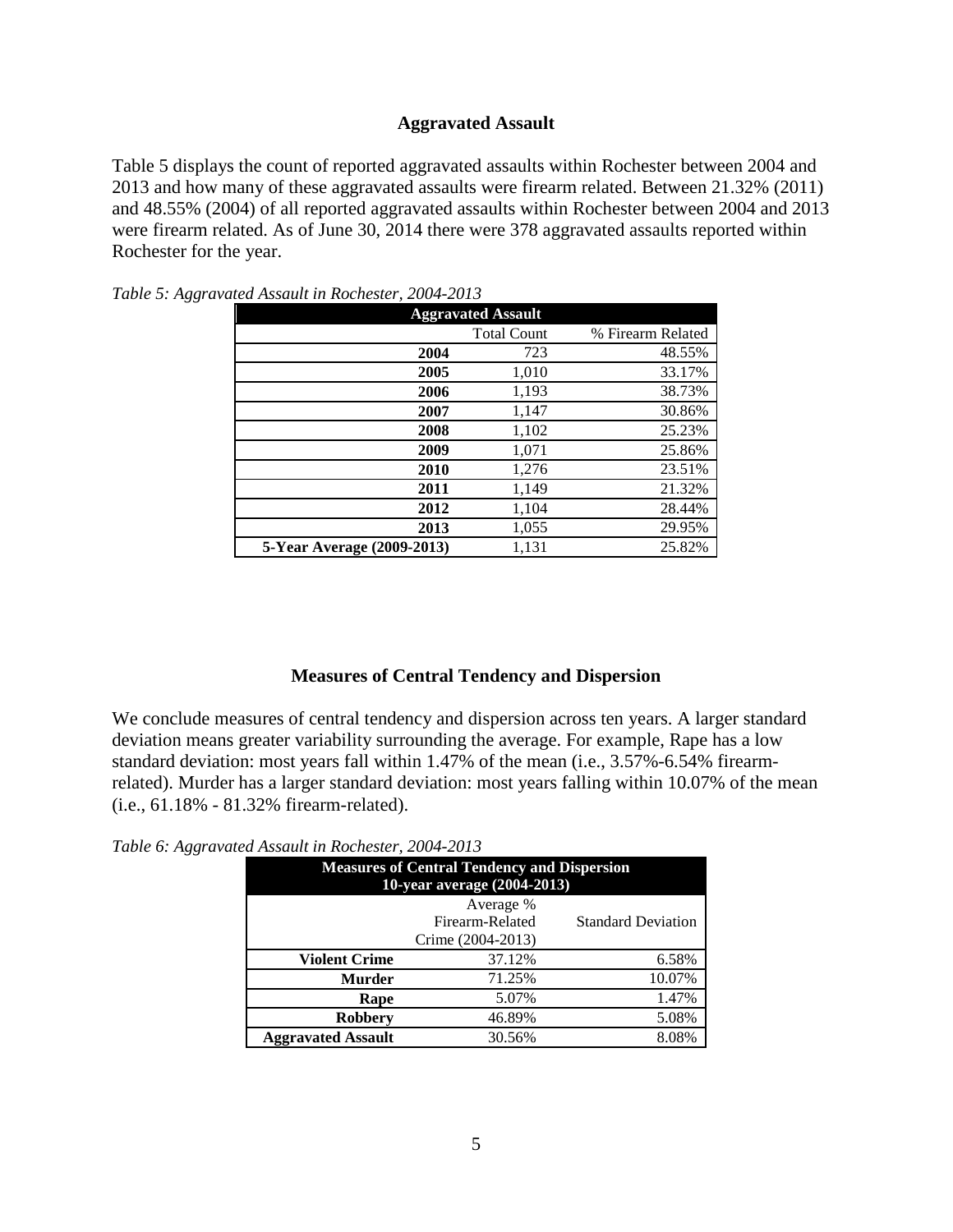## Aggravated Assault

Table 5 displays the count of reported aggravated assaults within Rochester between 2004 and 2013 and how many of these aggravated assaults were firearm related. Between 21.32% (2011) and 48.55% (2004) of all reported aggravated assaults within Rochester between 2004 and 2013 were firearm related. As of June 30, 2014 there were 378 aggravated assaults reported within Rochester for the year.

*Table 5: Aggravated Assault in Rochester, 2004-2013*

| Aggravated Assault | | |
|---|---|---|
| | Total Count | % Firearm Related |
| **2004** | 723 | 48.55% |
| **2005** | 1,010 | 33.17% |
| **2006** | 1,193 | 38.73% |
| **2007** | 1,147 | 30.86% |
| **2008** | 1,102 | 25.23% |
| **2009** | 1,071 | 25.86% |
| **2010** | 1,276 | 23.51% |
| **2011** | 1,149 | 21.32% |
| **2012** | 1,104 | 28.44% |
| **2013** | 1,055 | 29.95% |
| **5-Year Average (2009-2013)** | 1,131 | 25.82% |

## Measures of Central Tendency and Dispersion

We conclude measures of central tendency and dispersion across ten years. A larger standard deviation means greater variability surrounding the average. For example, Rape has a low standard deviation: most years fall within 1.47% of the mean (i.e., 3.57%-6.54% firearm-related). Murder has a larger standard deviation: most years falling within 10.07% of the mean (i.e., 61.18% - 81.32% firearm-related).

*Table 6: Aggravated Assault in Rochester, 2004-2013*

| Measures of Central Tendency and Dispersion 10-year average (2004-2013) | | |
|---|---|---|
| | Average % Firearm-Related Crime (2004-2013) | Standard Deviation |
| **Violent Crime** | 37.12% | 6.58% |
| **Murder** | 71.25% | 10.07% |
| **Rape** | 5.07% | 1.47% |
| **Robbery** | 46.89% | 5.08% |
| **Aggravated Assault** | 30.56% | 8.08% |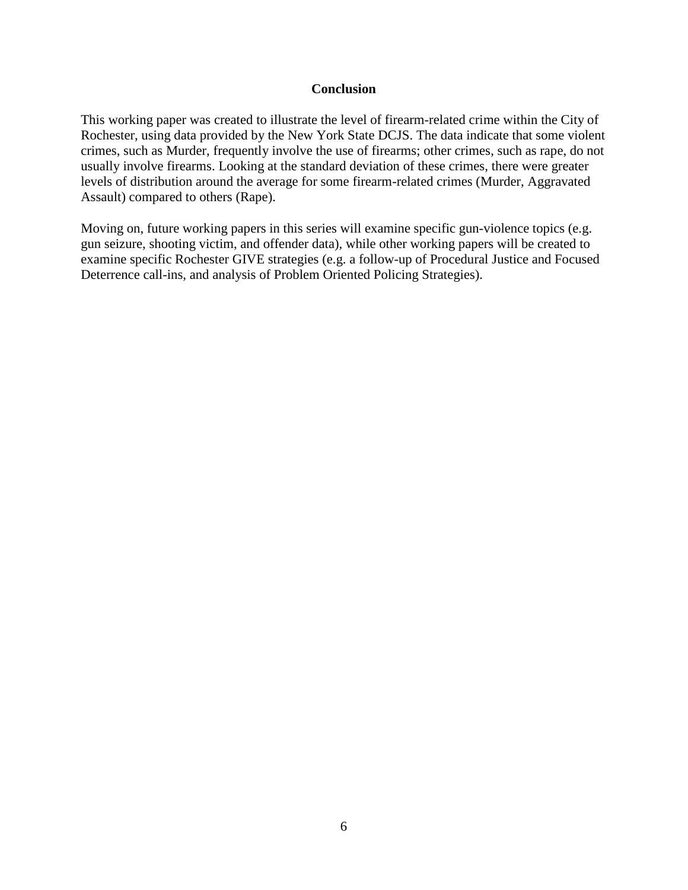## Conclusion

This working paper was created to illustrate the level of firearm-related crime within the City of Rochester, using data provided by the New York State DCJS. The data indicate that some violent crimes, such as Murder, frequently involve the use of firearms; other crimes, such as rape, do not usually involve firearms. Looking at the standard deviation of these crimes, there were greater levels of distribution around the average for some firearm-related crimes (Murder, Aggravated Assault) compared to others (Rape).

Moving on, future working papers in this series will examine specific gun-violence topics (e.g. gun seizure, shooting victim, and offender data), while other working papers will be created to examine specific Rochester GIVE strategies (e.g. a follow-up of Procedural Justice and Focused Deterrence call-ins, and analysis of Problem Oriented Policing Strategies).